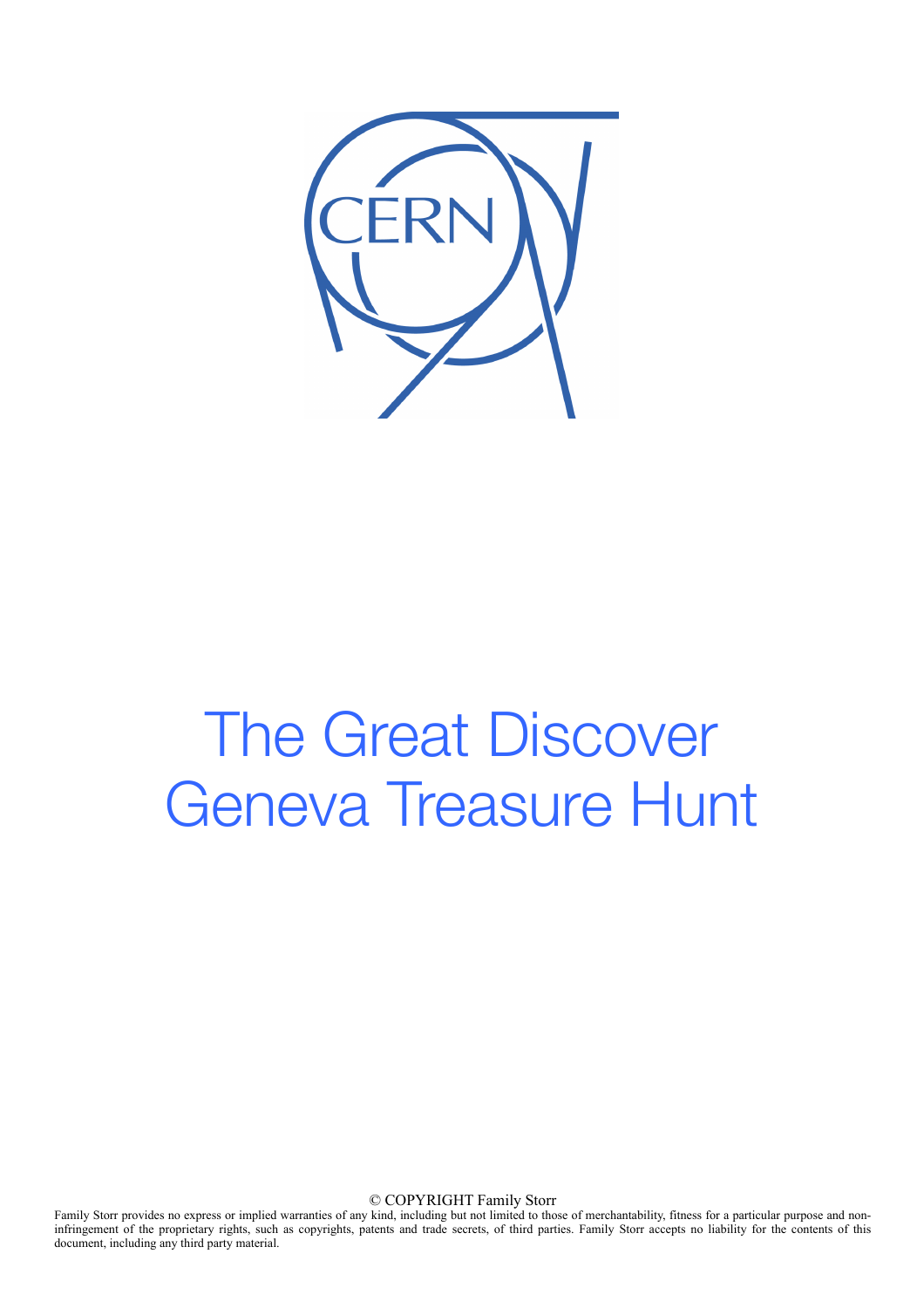CERN

# The Great Discover Geneva Treasure Hunt

© COPYRIGHT Family Storr

Family Storr provides no express or implied warranties of any kind, including but not limited to those of merchantability, fitness for a particular purpose and non-infringement of the proprietary rights, such as copyrights, patents and trade secrets, of third parties. Family Storr accepts no liability for the contents of this document, including any third party material.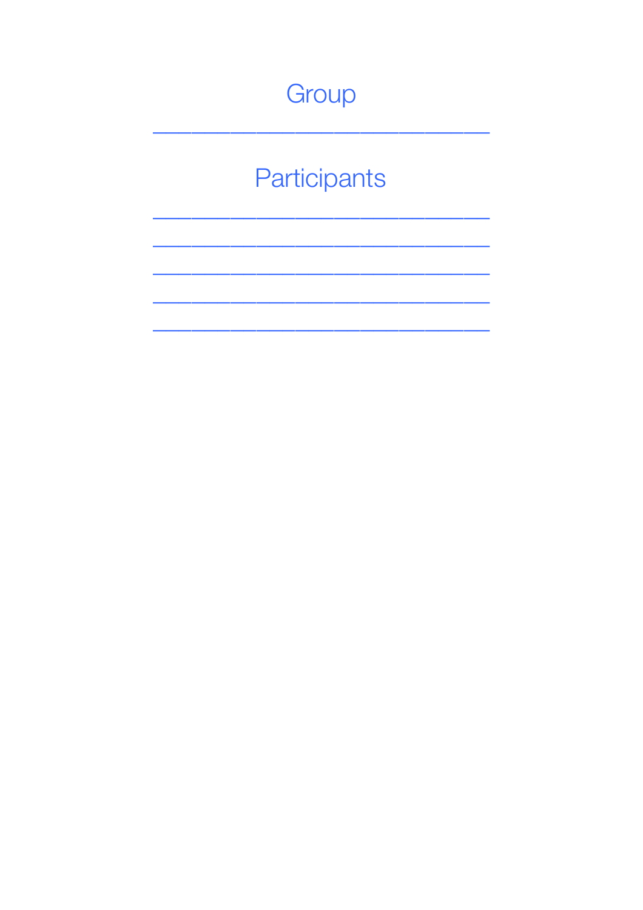Group

\_\_\_\_\_\_\_\_\_\_\_\_\_\_\_\_\_\_\_\_\_\_\_\_\_\_\_\_\_\_\_

Participants

\_\_\_\_\_\_\_\_\_\_\_\_\_\_\_\_\_\_\_\_\_\_\_\_\_\_\_\_\_\_\_

\_\_\_\_\_\_\_\_\_\_\_\_\_\_\_\_\_\_\_\_\_\_\_\_\_\_\_\_\_\_\_

\_\_\_\_\_\_\_\_\_\_\_\_\_\_\_\_\_\_\_\_\_\_\_\_\_\_\_\_\_\_\_

\_\_\_\_\_\_\_\_\_\_\_\_\_\_\_\_\_\_\_\_\_\_\_\_\_\_\_\_\_\_\_

\_\_\_\_\_\_\_\_\_\_\_\_\_\_\_\_\_\_\_\_\_\_\_\_\_\_\_\_\_\_\_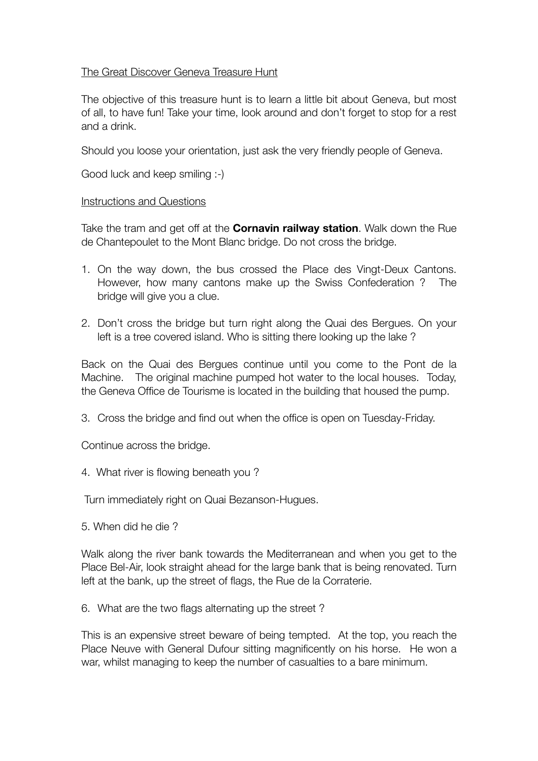The Great Discover Geneva Treasure Hunt

The objective of this treasure hunt is to learn a little bit about Geneva, but most of all, to have fun! Take your time, look around and don't forget to stop for a rest and a drink.

Should you loose your orientation, just ask the very friendly people of Geneva.

Good luck and keep smiling :-)

Instructions and Questions

Take the tram and get off at the **Cornavin railway station**. Walk down the Rue de Chantepoulet to the Mont Blanc bridge. Do not cross the bridge.

1. On the way down, the bus crossed the Place des Vingt-Deux Cantons. However, how many cantons make up the Swiss Confederation ? The bridge will give you a clue.

2. Don't cross the bridge but turn right along the Quai des Bergues. On your left is a tree covered island. Who is sitting there looking up the lake ?

Back on the Quai des Bergues continue until you come to the Pont de la Machine. The original machine pumped hot water to the local houses. Today, the Geneva Office de Tourisme is located in the building that housed the pump.

3. Cross the bridge and find out when the office is open on Tuesday-Friday.

Continue across the bridge.

4. What river is flowing beneath you ?

Turn immediately right on Quai Bezanson-Hugues.

5. When did he die ?

Walk along the river bank towards the Mediterranean and when you get to the Place Bel-Air, look straight ahead for the large bank that is being renovated. Turn left at the bank, up the street of flags, the Rue de la Corraterie.

6. What are the two flags alternating up the street ?

This is an expensive street beware of being tempted. At the top, you reach the Place Neuve with General Dufour sitting magnificently on his horse. He won a war, whilst managing to keep the number of casualties to a bare minimum.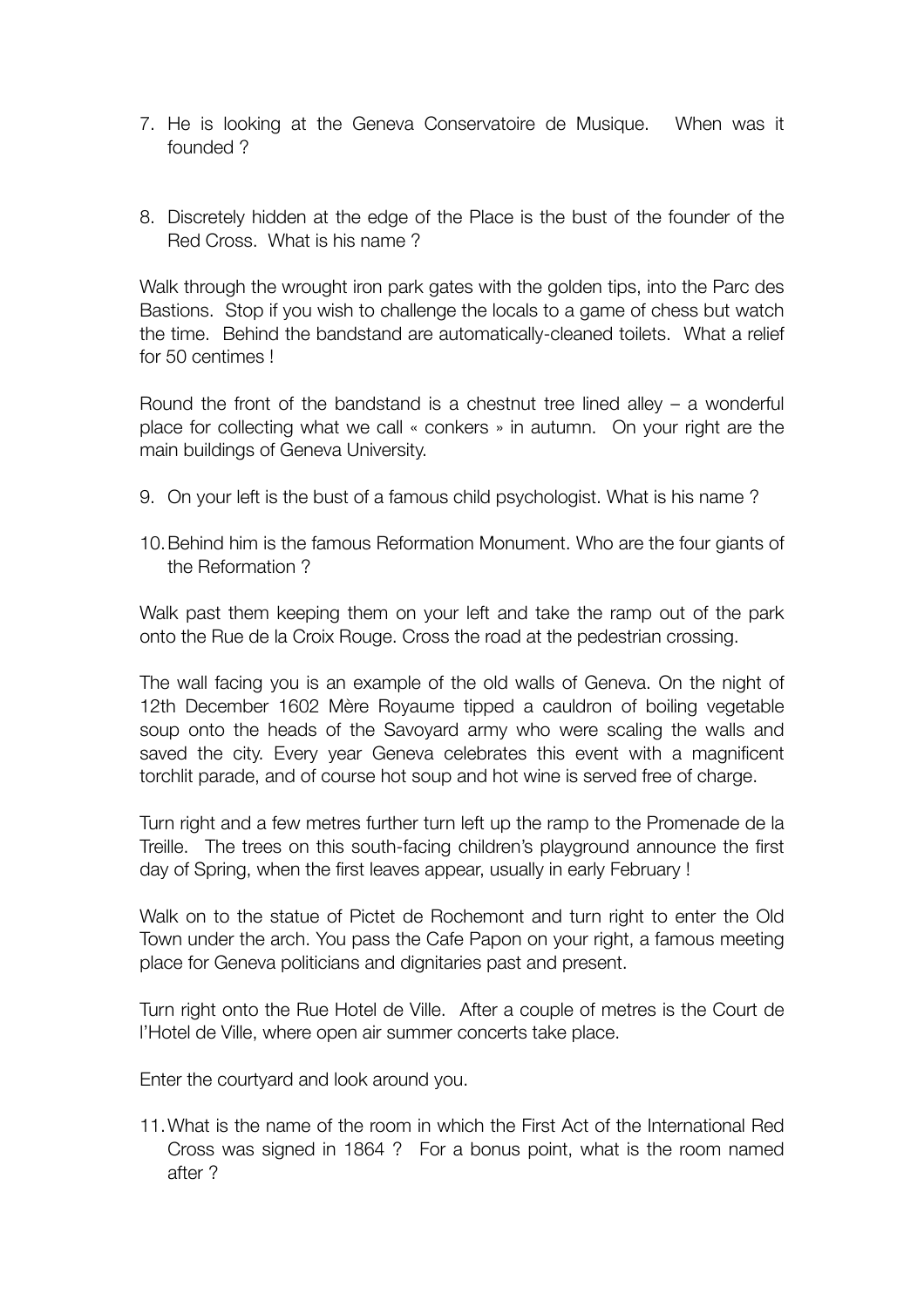7. He is looking at the Geneva Conservatoire de Musique. When was it founded ?

8. Discretely hidden at the edge of the Place is the bust of the founder of the Red Cross. What is his name ?

Walk through the wrought iron park gates with the golden tips, into the Parc des Bastions. Stop if you wish to challenge the locals to a game of chess but watch the time. Behind the bandstand are automatically-cleaned toilets. What a relief for 50 centimes !

Round the front of the bandstand is a chestnut tree lined alley – a wonderful place for collecting what we call « conkers » in autumn. On your right are the main buildings of Geneva University.

9. On your left is the bust of a famous child psychologist. What is his name ?

10. Behind him is the famous Reformation Monument. Who are the four giants of the Reformation ?

Walk past them keeping them on your left and take the ramp out of the park onto the Rue de la Croix Rouge. Cross the road at the pedestrian crossing.

The wall facing you is an example of the old walls of Geneva. On the night of 12th December 1602 Mère Royaume tipped a cauldron of boiling vegetable soup onto the heads of the Savoyard army who were scaling the walls and saved the city. Every year Geneva celebrates this event with a magnificent torchlit parade, and of course hot soup and hot wine is served free of charge.

Turn right and a few metres further turn left up the ramp to the Promenade de la Treille. The trees on this south-facing children's playground announce the first day of Spring, when the first leaves appear, usually in early February !

Walk on to the statue of Pictet de Rochemont and turn right to enter the Old Town under the arch. You pass the Cafe Papon on your right, a famous meeting place for Geneva politicians and dignitaries past and present.

Turn right onto the Rue Hotel de Ville. After a couple of metres is the Court de l'Hotel de Ville, where open air summer concerts take place.

Enter the courtyard and look around you.

11. What is the name of the room in which the First Act of the International Red Cross was signed in 1864 ? For a bonus point, what is the room named after ?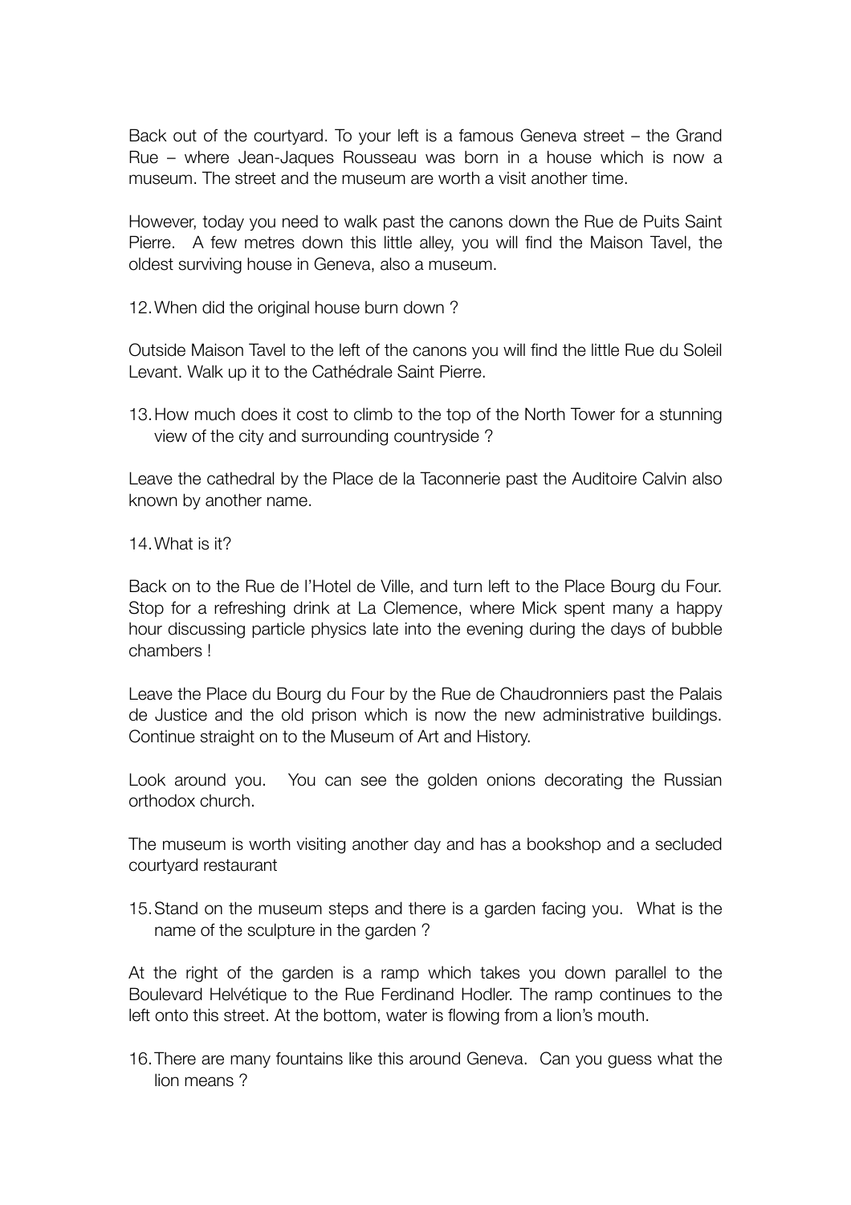Back out of the courtyard. To your left is a famous Geneva street – the Grand Rue – where Jean-Jaques Rousseau was born in a house which is now a museum. The street and the museum are worth a visit another time.

However, today you need to walk past the canons down the Rue de Puits Saint Pierre. A few metres down this little alley, you will find the Maison Tavel, the oldest surviving house in Geneva, also a museum.

12. When did the original house burn down ?

Outside Maison Tavel to the left of the canons you will find the little Rue du Soleil Levant. Walk up it to the Cathédrale Saint Pierre.

13. How much does it cost to climb to the top of the North Tower for a stunning view of the city and surrounding countryside ?

Leave the cathedral by the Place de la Taconnerie past the Auditoire Calvin also known by another name.

14. What is it?

Back on to the Rue de l'Hotel de Ville, and turn left to the Place Bourg du Four. Stop for a refreshing drink at La Clemence, where Mick spent many a happy hour discussing particle physics late into the evening during the days of bubble chambers !

Leave the Place du Bourg du Four by the Rue de Chaudronniers past the Palais de Justice and the old prison which is now the new administrative buildings. Continue straight on to the Museum of Art and History.

Look around you. You can see the golden onions decorating the Russian orthodox church.

The museum is worth visiting another day and has a bookshop and a secluded courtyard restaurant

15. Stand on the museum steps and there is a garden facing you. What is the name of the sculpture in the garden ?

At the right of the garden is a ramp which takes you down parallel to the Boulevard Helvétique to the Rue Ferdinand Hodler. The ramp continues to the left onto this street. At the bottom, water is flowing from a lion's mouth.

16. There are many fountains like this around Geneva. Can you guess what the lion means ?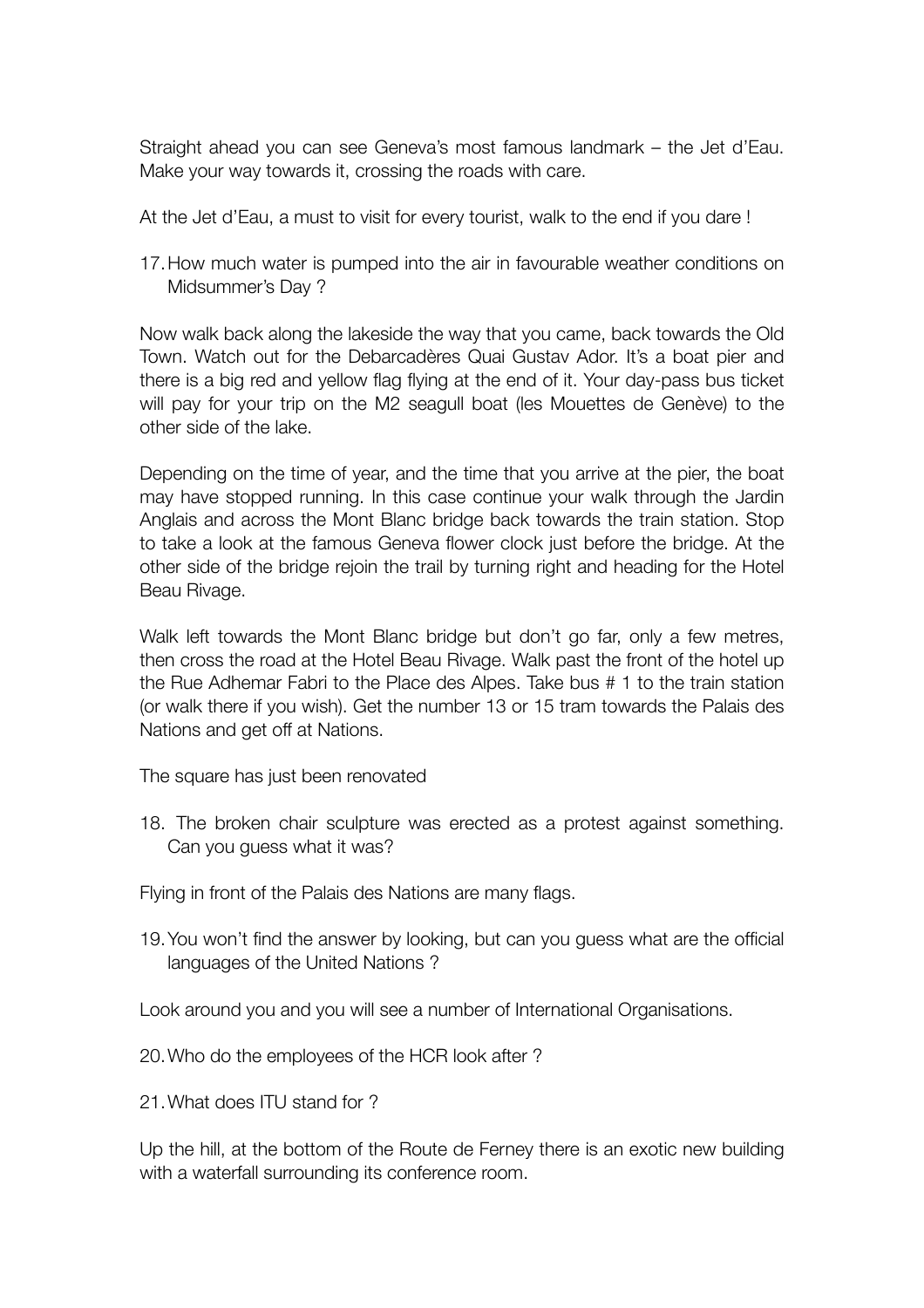Straight ahead you can see Geneva's most famous landmark – the Jet d'Eau. Make your way towards it, crossing the roads with care.

At the Jet d'Eau, a must to visit for every tourist, walk to the end if you dare !

17. How much water is pumped into the air in favourable weather conditions on Midsummer's Day ?

Now walk back along the lakeside the way that you came, back towards the Old Town. Watch out for the Debarcadères Quai Gustav Ador. It's a boat pier and there is a big red and yellow flag flying at the end of it. Your day-pass bus ticket will pay for your trip on the M2 seagull boat (les Mouettes de Genève) to the other side of the lake.

Depending on the time of year, and the time that you arrive at the pier, the boat may have stopped running. In this case continue your walk through the Jardin Anglais and across the Mont Blanc bridge back towards the train station. Stop to take a look at the famous Geneva flower clock just before the bridge. At the other side of the bridge rejoin the trail by turning right and heading for the Hotel Beau Rivage.

Walk left towards the Mont Blanc bridge but don't go far, only a few metres, then cross the road at the Hotel Beau Rivage. Walk past the front of the hotel up the Rue Adhemar Fabri to the Place des Alpes. Take bus # 1 to the train station (or walk there if you wish). Get the number 13 or 15 tram towards the Palais des Nations and get off at Nations.

The square has just been renovated

18. The broken chair sculpture was erected as a protest against something. Can you guess what it was?

Flying in front of the Palais des Nations are many flags.

19. You won't find the answer by looking, but can you guess what are the official languages of the United Nations ?

Look around you and you will see a number of International Organisations.

20. Who do the employees of the HCR look after ?

21. What does ITU stand for ?

Up the hill, at the bottom of the Route de Ferney there is an exotic new building with a waterfall surrounding its conference room.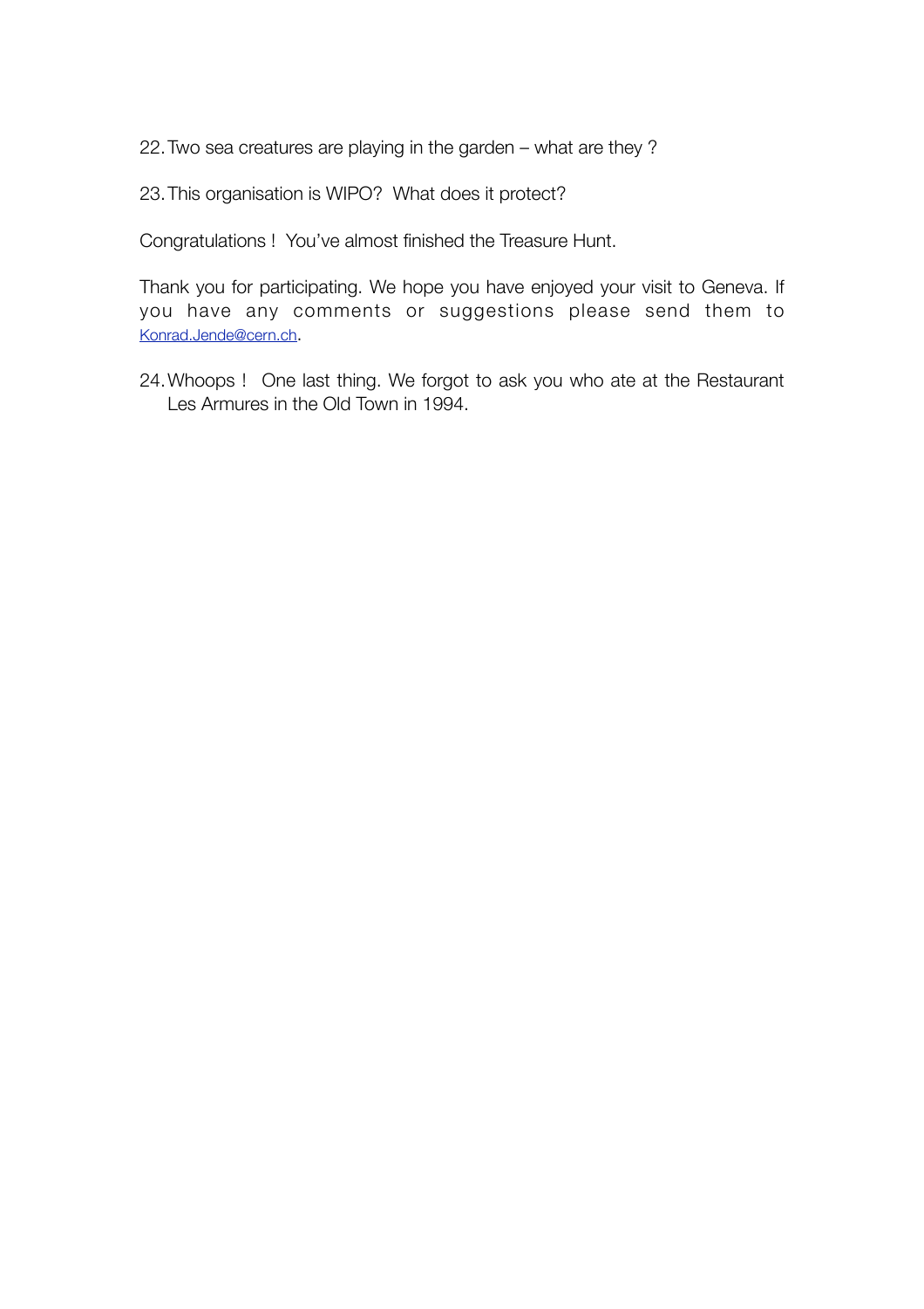22. Two sea creatures are playing in the garden – what are they ?

23. This organisation is WIPO? What does it protect?

Congratulations ! You've almost finished the Treasure Hunt.

Thank you for participating. We hope you have enjoyed your visit to Geneva. If you have any comments or suggestions please send them to Konrad.Jende@cern.ch.

24. Whoops ! One last thing. We forgot to ask you who ate at the Restaurant Les Armures in the Old Town in 1994.